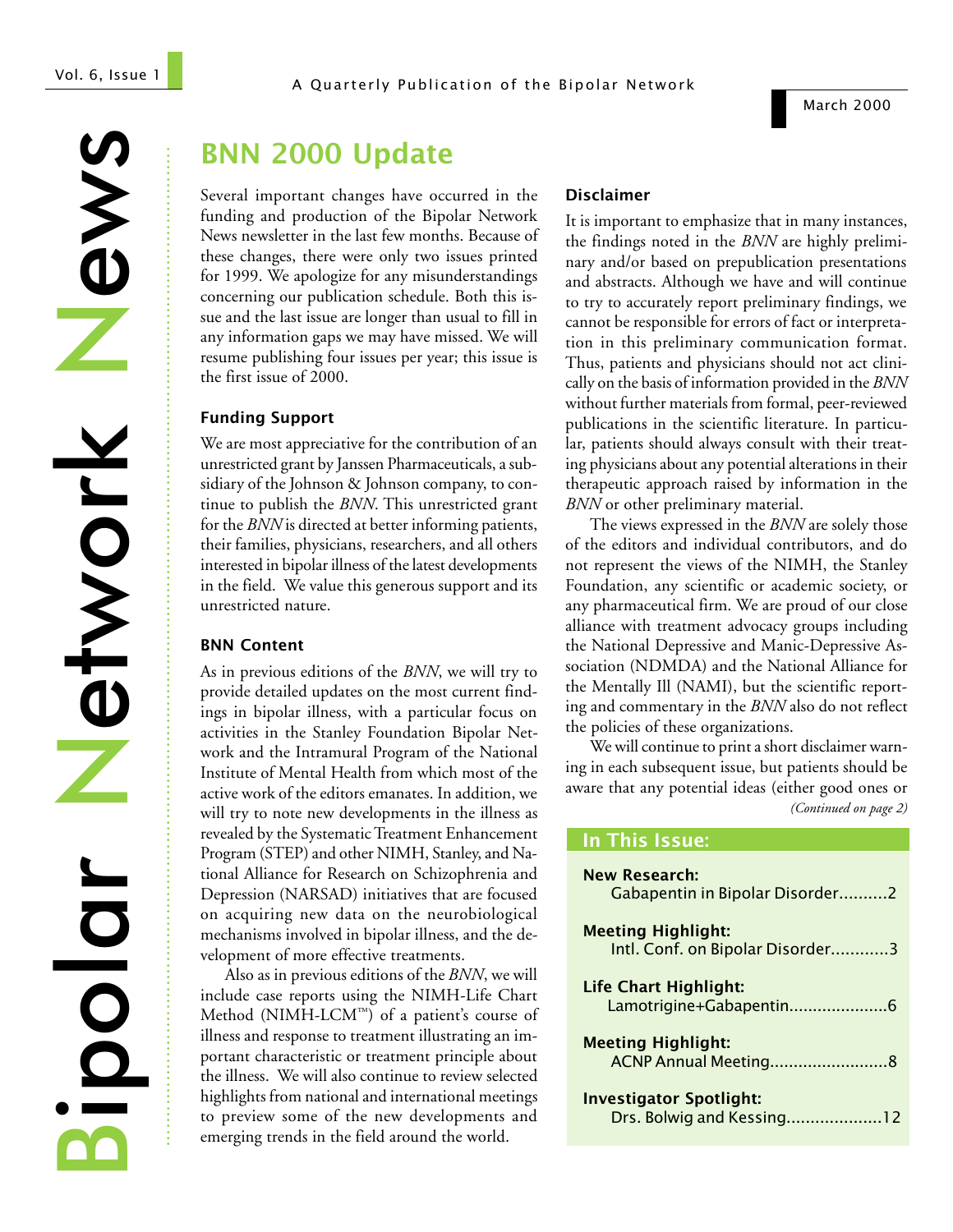# Bipolar Network News

A Quarterly Publication of the Bipolar Network

March 2000

## BNN 2000 Update

Several important changes have occurred in the funding and production of the Bipolar Network News newsletter in the last few months. Because of these changes, there were only two issues printed for 1999. We apologize for any misunderstandings concerning our publication schedule. Both this issue and the last issue are longer than usual to fill in any information gaps we may have missed. We will resume publishing four issues per year; this issue is the first issue of 2000.

### Funding Support

We are most appreciative for the contribution of an unrestricted grant by Janssen Pharmaceuticals, a subsidiary of the Johnson & Johnson company, to continue to publish the *BNN*. This unrestricted grant for the *BNN* is directed at better informing patients, their families, physicians, researchers, and all others interested in bipolar illness of the latest developments in the field. We value this generous support and its unrestricted nature.

### BNN Content

As in previous editions of the *BNN*, we will try to provide detailed updates on the most current findings in bipolar illness, with a particular focus on activities in the Stanley Foundation Bipolar Network and the Intramural Program of the National Institute of Mental Health from which most of the active work of the editors emanates. In addition, we will try to note new developments in the illness as revealed by the Systematic Treatment Enhancement Program (STEP) and other NIMH, Stanley, and National Alliance for Research on Schizophrenia and Depression (NARSAD) initiatives that are focused on acquiring new data on the neurobiological mechanisms involved in bipolar illness, and the development of more effective treatments.

Also as in previous editions of the *BNN*, we will include case reports using the NIMH-Life Chart Method (NIMH-LCM™) of a patient's course of illness and response to treatment illustrating an important characteristic or treatment principle about the illness. We will also continue to review selected highlights from national and international meetings to preview some of the new developments and emerging trends in the field around the world.

### Disclaimer

It is important to emphasize that in many instances, the findings noted in the *BNN* are highly preliminary and/or based on prepublication presentations and abstracts. Although we have and will continue to try to accurately report preliminary findings, we cannot be responsible for errors of fact or interpretation in this preliminary communication format. Thus, patients and physicians should not act clinically on the basis of information provided in the *BNN* without further materials from formal, peer-reviewed publications in the scientific literature. In particular, patients should always consult with their treating physicians about any potential alterations in their therapeutic approach raised by information in the *BNN* or other preliminary material.

The views expressed in the *BNN* are solely those of the editors and individual contributors, and do not represent the views of the NIMH, the Stanley Foundation, any scientific or academic society, or any pharmaceutical firm. We are proud of our close alliance with treatment advocacy groups including the National Depressive and Manic-Depressive Association (NDMDA) and the National Alliance for the Mentally Ill (NAMI), but the scientific reporting and commentary in the *BNN* also do not reflect the policies of these organizations.

We will continue to print a short disclaimer warning in each subsequent issue, but patients should be aware that any potential ideas (either good ones or

*(Continued on page 2)*

### In This Issue:

**New Research:**
Gabapentin in Bipolar Disorder..........2

**Meeting Highlight:**
Intl. Conf. on Bipolar Disorder............3

**Life Chart Highlight:**
Lamotrigine+Gabapentin....................6

**Meeting Highlight:**
ACNP Annual Meeting.........................8

**Investigator Spotlight:**
Drs. Bolwig and Kessing....................12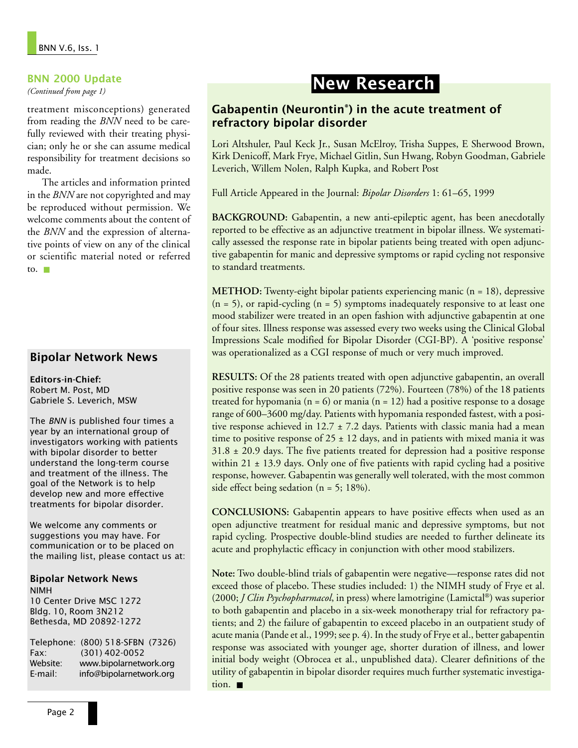## BNN 2000 Update

*(Continued from page 1)*

treatment misconceptions) generated from reading the *BNN* need to be carefully reviewed with their treating physician; only he or she can assume medical responsibility for treatment decisions so made.

The articles and information printed in the *BNN* are not copyrighted and may be reproduced without permission. We welcome comments about the content of the *BNN* and the expression of alternative points of view on any of the clinical or scientific material noted or referred to. ■

### Bipolar Network News

**Editors-in-Chief:**
Robert M. Post, MD
Gabriele S. Leverich, MSW

The *BNN* is published four times a year by an international group of investigators working with patients with bipolar disorder to better understand the long-term course and treatment of the illness. The goal of the Network is to help develop new and more effective treatments for bipolar disorder.

We welcome any comments or suggestions you may have. For communication or to be placed on the mailing list, please contact us at:

**Bipolar Network News**
NIMH
10 Center Drive MSC 1272
Bldg. 10, Room 3N212
Bethesda, MD 20892-1272

Telephone: (800) 518-SFBN (7326)
Fax: (301) 402-0052
Website: www.bipolarnetwork.org
E-mail: info@bipolarnetwork.org

# New Research

## Gabapentin (Neurontin®) in the acute treatment of refractory bipolar disorder

Lori Altshuler, Paul Keck Jr., Susan McElroy, Trisha Suppes, E Sherwood Brown, Kirk Denicoff, Mark Frye, Michael Gitlin, Sun Hwang, Robyn Goodman, Gabriele Leverich, Willem Nolen, Ralph Kupka, and Robert Post

Full Article Appeared in the Journal: *Bipolar Disorders* 1: 61–65, 1999

**BACKGROUND:** Gabapentin, a new anti-epileptic agent, has been anecdotally reported to be effective as an adjunctive treatment in bipolar illness. We systematically assessed the response rate in bipolar patients being treated with open adjunctive gabapentin for manic and depressive symptoms or rapid cycling not responsive to standard treatments.

**METHOD:** Twenty-eight bipolar patients experiencing manic (n = 18), depressive (n = 5), or rapid-cycling (n = 5) symptoms inadequately responsive to at least one mood stabilizer were treated in an open fashion with adjunctive gabapentin at one of four sites. Illness response was assessed every two weeks using the Clinical Global Impressions Scale modified for Bipolar Disorder (CGI-BP). A 'positive response' was operationalized as a CGI response of much or very much improved.

**RESULTS:** Of the 28 patients treated with open adjunctive gabapentin, an overall positive response was seen in 20 patients (72%). Fourteen (78%) of the 18 patients treated for hypomania (n = 6) or mania (n = 12) had a positive response to a dosage range of 600–3600 mg/day. Patients with hypomania responded fastest, with a positive response achieved in $12.7 \pm 7.2$ days. Patients with classic mania had a mean time to positive response of $25 \pm 12$ days, and in patients with mixed mania it was $31.8 \pm 20.9$ days. The five patients treated for depression had a positive response within $21 \pm 13.9$ days. Only one of five patients with rapid cycling had a positive response, however. Gabapentin was generally well tolerated, with the most common side effect being sedation (n = 5; 18%).

**CONCLUSIONS:** Gabapentin appears to have positive effects when used as an open adjunctive treatment for residual manic and depressive symptoms, but not rapid cycling. Prospective double-blind studies are needed to further delineate its acute and prophylactic efficacy in conjunction with other mood stabilizers.

**Note:** Two double-blind trials of gabapentin were negative—response rates did not exceed those of placebo. These studies included: 1) the NIMH study of Frye et al. (2000; *J Clin Psychopharmacol*, in press) where lamotrigine (Lamictal®) was superior to both gabapentin and placebo in a six-week monotherapy trial for refractory patients; and 2) the failure of gabapentin to exceed placebo in an outpatient study of acute mania (Pande et al., 1999; see p. 4). In the study of Frye et al., better gabapentin response was associated with younger age, shorter duration of illness, and lower initial body weight (Obrocea et al., unpublished data). Clearer definitions of the utility of gabapentin in bipolar disorder requires much further systematic investigation. ■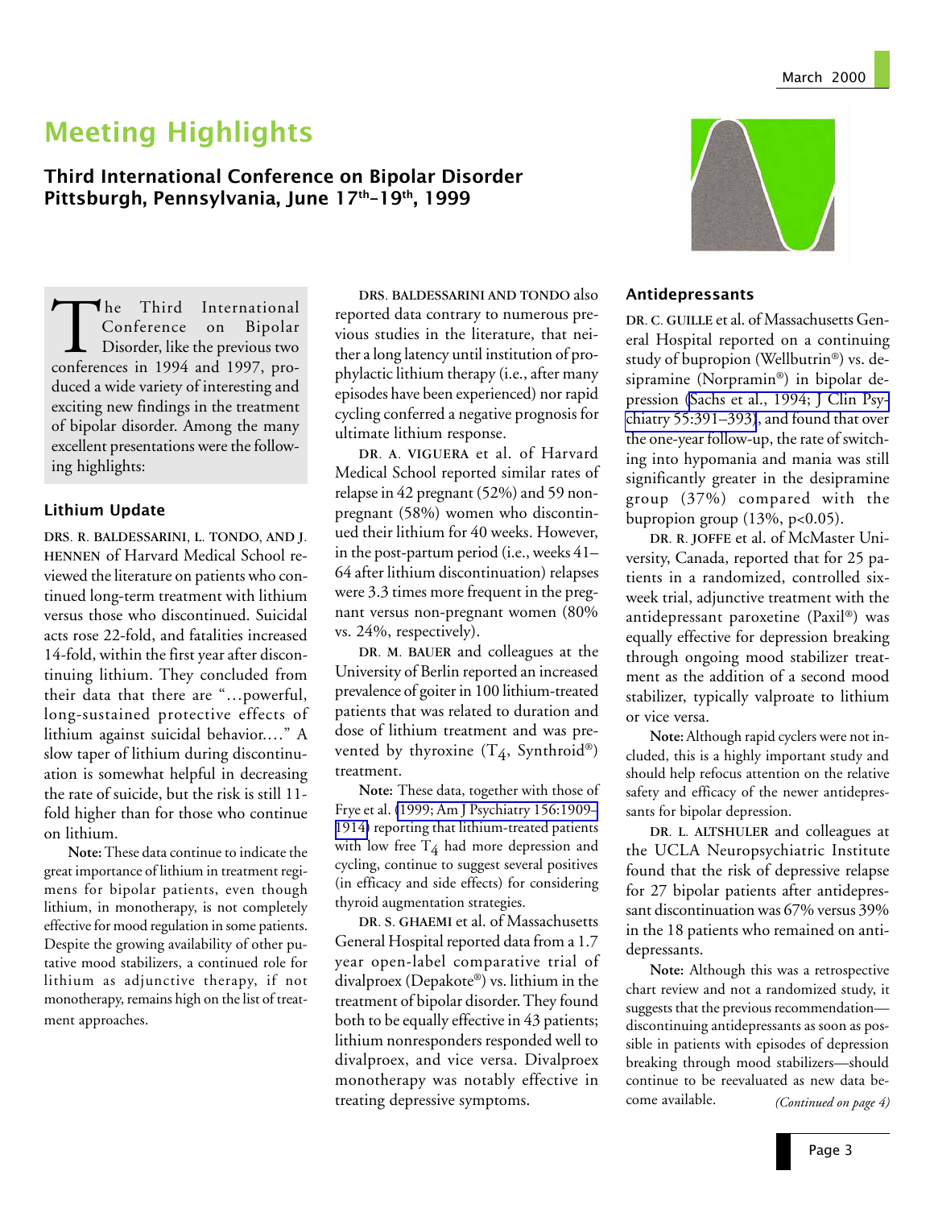# Meeting Highlights

## Third International Conference on Bipolar Disorder Pittsburgh, Pennsylvania, June 17th–19th, 1999

The Third International Conference on Bipolar Disorder, like the previous two conferences in 1994 and 1997, produced a wide variety of interesting and exciting new findings in the treatment of bipolar disorder. Among the many excellent presentations were the following highlights:

### Lithium Update

**DRS. R. BALDESSARINI, L. TONDO, AND J. HENNEN** of Harvard Medical School reviewed the literature on patients who continued long-term treatment with lithium versus those who discontinued. Suicidal acts rose 22-fold, and fatalities increased 14-fold, within the first year after discontinuing lithium. They concluded from their data that there are "…powerful, long-sustained protective effects of lithium against suicidal behavior.…" A slow taper of lithium during discontinuation is somewhat helpful in decreasing the rate of suicide, but the risk is still 11-fold higher than for those who continue on lithium.

**Note:** These data continue to indicate the great importance of lithium in treatment regimens for bipolar patients, even though lithium, in monotherapy, is not completely effective for mood regulation in some patients. Despite the growing availability of other putative mood stabilizers, a continued role for lithium as adjunctive therapy, if not monotherapy, remains high on the list of treatment approaches.

**DRS. BALDESSARINI AND TONDO** also reported data contrary to numerous previous studies in the literature, that neither a long latency until institution of prophylactic lithium therapy (i.e., after many episodes have been experienced) nor rapid cycling conferred a negative prognosis for ultimate lithium response.

**DR. A. VIGUERA** et al. of Harvard Medical School reported similar rates of relapse in 42 pregnant (52%) and 59 non-pregnant (58%) women who discontinued their lithium for 40 weeks. However, in the post-partum period (i.e., weeks 41–64 after lithium discontinuation) relapses were 3.3 times more frequent in the pregnant versus non-pregnant women (80% vs. 24%, respectively).

**DR. M. BAUER** and colleagues at the University of Berlin reported an increased prevalence of goiter in 100 lithium-treated patients that was related to duration and dose of lithium treatment and was prevented by thyroxine ($T_4$, Synthroid®) treatment.

**Note:** These data, together with those of Frye et al. (1999; Am J Psychiatry 156:1909–1914) reporting that lithium-treated patients with low free $T_4$ had more depression and cycling, continue to suggest several positives (in efficacy and side effects) for considering thyroid augmentation strategies.

**DR. S. GHAEMI** et al. of Massachusetts General Hospital reported data from a 1.7 year open-label comparative trial of divalproex (Depakote®) vs. lithium in the treatment of bipolar disorder. They found both to be equally effective in 43 patients; lithium nonresponders responded well to divalproex, and vice versa. Divalproex monotherapy was notably effective in treating depressive symptoms.

### Antidepressants

**DR. C. GUILLE** et al. of Massachusetts General Hospital reported on a continuing study of bupropion (Wellbutrin®) vs. desipramine (Norpramin®) in bipolar depression (Sachs et al., 1994; J Clin Psychiatry 55:391–393), and found that over the one-year follow-up, the rate of switching into hypomania and mania was still significantly greater in the desipramine group (37%) compared with the bupropion group (13%, $p<0.05$).

**DR. R. JOFFE** et al. of McMaster University, Canada, reported that for 25 patients in a randomized, controlled six-week trial, adjunctive treatment with the antidepressant paroxetine (Paxil®) was equally effective for depression breaking through ongoing mood stabilizer treatment as the addition of a second mood stabilizer, typically valproate to lithium or vice versa.

**Note:** Although rapid cyclers were not included, this is a highly important study and should help refocus attention on the relative safety and efficacy of the newer antidepressants for bipolar depression.

**DR. L. ALTSHULER** and colleagues at the UCLA Neuropsychiatric Institute found that the risk of depressive relapse for 27 bipolar patients after antidepressant discontinuation was 67% versus 39% in the 18 patients who remained on antidepressants.

**Note:** Although this was a retrospective chart review and not a randomized study, it suggests that the previous recommendation—discontinuing antidepressants as soon as possible in patients with episodes of depression breaking through mood stabilizers—should continue to be reevaluated as new data become available.

*(Continued on page 4)*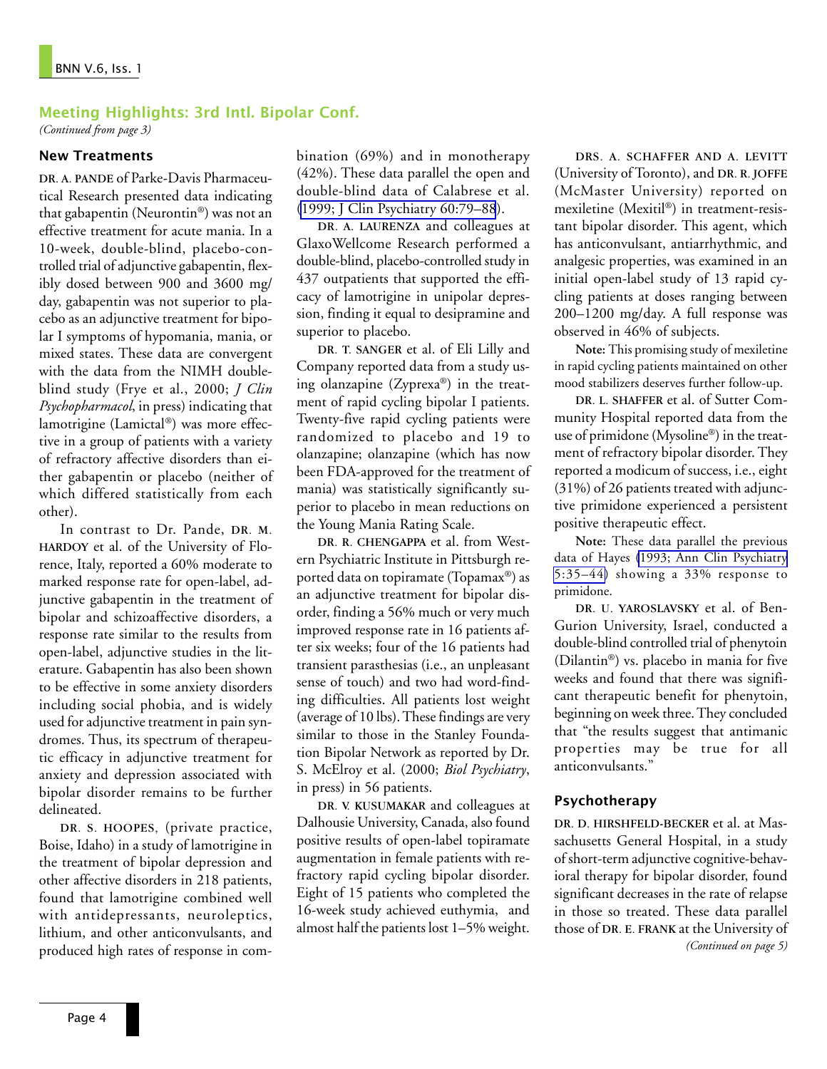## Meeting Highlights: 3rd Intl. Bipolar Conf.

*(Continued from page 3)*

### New Treatments

**DR. A. PANDE** of Parke-Davis Pharmaceutical Research presented data indicating that gabapentin (Neurontin®) was not an effective treatment for acute mania. In a 10-week, double-blind, placebo-controlled trial of adjunctive gabapentin, flexibly dosed between 900 and 3600 mg/day, gabapentin was not superior to placebo as an adjunctive treatment for bipolar I symptoms of hypomania, mania, or mixed states. These data are convergent with the data from the NIMH double-blind study (Frye et al., 2000; *J Clin Psychopharmacol*, in press) indicating that lamotrigine (Lamictal®) was more effective in a group of patients with a variety of refractory affective disorders than either gabapentin or placebo (neither of which differed statistically from each other).

In contrast to Dr. Pande, **DR. M. HARDOY** et al. of the University of Florence, Italy, reported a 60% moderate to marked response rate for open-label, adjunctive gabapentin in the treatment of bipolar and schizoaffective disorders, a response rate similar to the results from open-label, adjunctive studies in the literature. Gabapentin has also been shown to be effective in some anxiety disorders including social phobia, and is widely used for adjunctive treatment in pain syndromes. Thus, its spectrum of therapeutic efficacy in adjunctive treatment for anxiety and depression associated with bipolar disorder remains to be further delineated.

**DR. S. HOOPES**, (private practice, Boise, Idaho) in a study of lamotrigine in the treatment of bipolar depression and other affective disorders in 218 patients, found that lamotrigine combined well with antidepressants, neuroleptics, lithium, and other anticonvulsants, and produced high rates of response in combination (69%) and in monotherapy (42%). These data parallel the open and double-blind data of Calabrese et al. (1999; J Clin Psychiatry 60:79–88).

**DR. A. LAURENZA** and colleagues at GlaxoWellcome Research performed a double-blind, placebo-controlled study in 437 outpatients that supported the efficacy of lamotrigine in unipolar depression, finding it equal to desipramine and superior to placebo.

**DR. T. SANGER** et al. of Eli Lilly and Company reported data from a study using olanzapine (Zyprexa®) in the treatment of rapid cycling bipolar I patients. Twenty-five rapid cycling patients were randomized to placebo and 19 to olanzapine; olanzapine (which has now been FDA-approved for the treatment of mania) was statistically significantly superior to placebo in mean reductions on the Young Mania Rating Scale.

**DR. R. CHENGAPPA** et al. from Western Psychiatric Institute in Pittsburgh reported data on topiramate (Topamax®) as an adjunctive treatment for bipolar disorder, finding a 56% much or very much improved response rate in 16 patients after six weeks; four of the 16 patients had transient parasthesias (i.e., an unpleasant sense of touch) and two had word-finding difficulties. All patients lost weight (average of 10 lbs). These findings are very similar to those in the Stanley Foundation Bipolar Network as reported by Dr. S. McElroy et al. (2000; *Biol Psychiatry*, in press) in 56 patients.

**DR. V. KUSUMAKAR** and colleagues at Dalhousie University, Canada, also found positive results of open-label topiramate augmentation in female patients with refractory rapid cycling bipolar disorder. Eight of 15 patients who completed the 16-week study achieved euthymia, and almost half the patients lost 1–5% weight.

**DRS. A. SCHAFFER AND A. LEVITT** (University of Toronto), and **DR. R. JOFFE** (McMaster University) reported on mexiletine (Mexitil®) in treatment-resistant bipolar disorder. This agent, which has anticonvulsant, antiarrhythmic, and analgesic properties, was examined in an initial open-label study of 13 rapid cycling patients at doses ranging between 200–1200 mg/day. A full response was observed in 46% of subjects.

**Note:** This promising study of mexiletine in rapid cycling patients maintained on other mood stabilizers deserves further follow-up.

**DR. L. SHAFFER** et al. of Sutter Community Hospital reported data from the use of primidone (Mysoline®) in the treatment of refractory bipolar disorder. They reported a modicum of success, i.e., eight (31%) of 26 patients treated with adjunctive primidone experienced a persistent positive therapeutic effect.

**Note:** These data parallel the previous data of Hayes (1993; Ann Clin Psychiatry 5:35–44) showing a 33% response to primidone.

**DR. U. YAROSLAVSKY** et al. of Ben-Gurion University, Israel, conducted a double-blind controlled trial of phenytoin (Dilantin®) vs. placebo in mania for five weeks and found that there was significant therapeutic benefit for phenytoin, beginning on week three. They concluded that "the results suggest that antimanic properties may be true for all anticonvulsants."

### Psychotherapy

**DR. D. HIRSHFELD-BECKER** et al. at Massachusetts General Hospital, in a study of short-term adjunctive cognitive-behavioral therapy for bipolar disorder, found significant decreases in the rate of relapse in those so treated. These data parallel those of **DR. E. FRANK** at the University of

*(Continued on page 5)*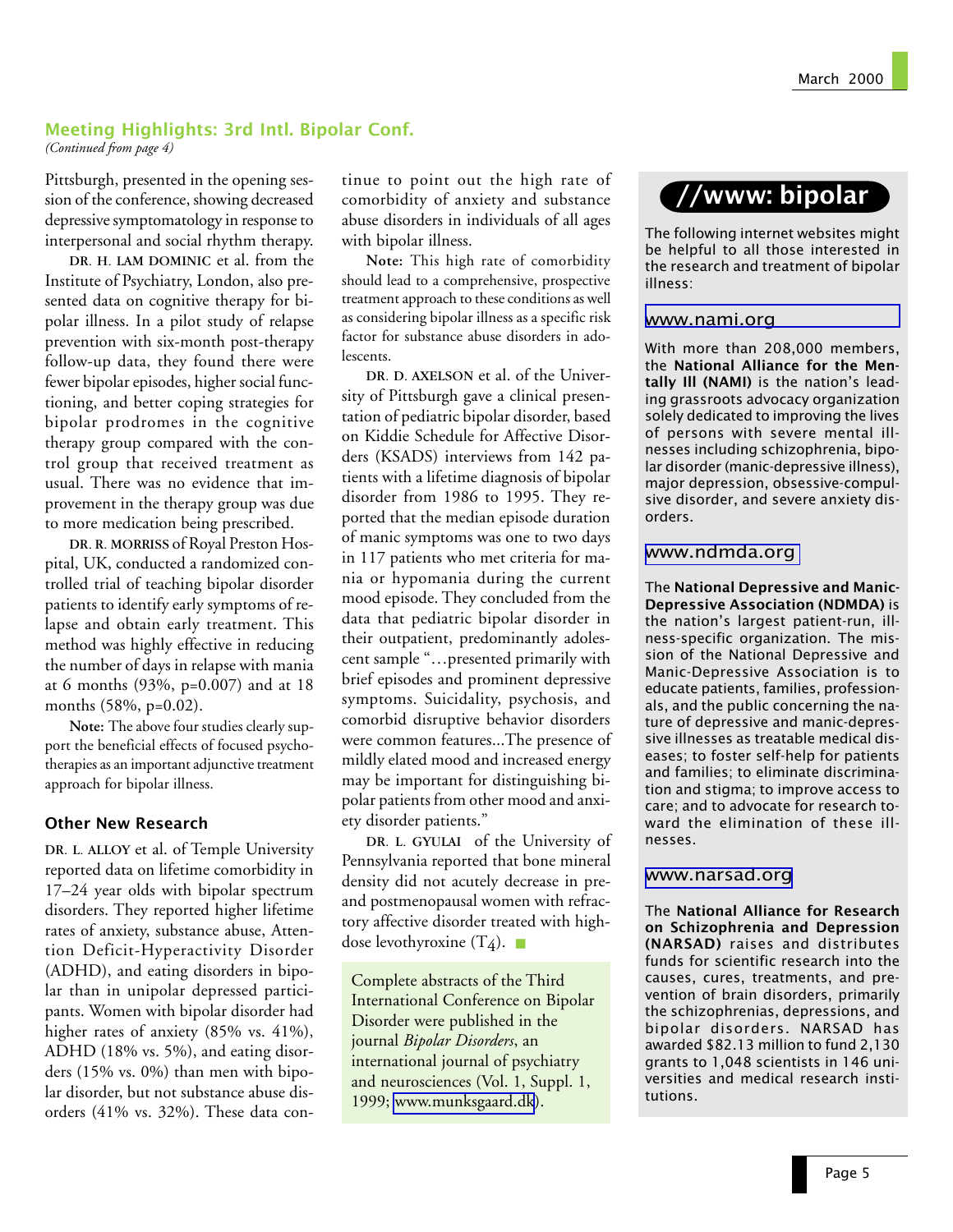## Meeting Highlights: 3rd Intl. Bipolar Conf.

*(Continued from page 4)*

Pittsburgh, presented in the opening session of the conference, showing decreased depressive symptomatology in response to interpersonal and social rhythm therapy.

**DR. H. LAM DOMINIC** et al. from the Institute of Psychiatry, London, also presented data on cognitive therapy for bipolar illness. In a pilot study of relapse prevention with six-month post-therapy follow-up data, they found there were fewer bipolar episodes, higher social functioning, and better coping strategies for bipolar prodromes in the cognitive therapy group compared with the control group that received treatment as usual. There was no evidence that improvement in the therapy group was due to more medication being prescribed.

**DR. R. MORRISS** of Royal Preston Hospital, UK, conducted a randomized controlled trial of teaching bipolar disorder patients to identify early symptoms of relapse and obtain early treatment. This method was highly effective in reducing the number of days in relapse with mania at 6 months (93%, $p=0.007$) and at 18 months (58%, $p=0.02$).

**Note:** The above four studies clearly support the beneficial effects of focused psychotherapies as an important adjunctive treatment approach for bipolar illness.

### Other New Research

**DR. L. ALLOY** et al. of Temple University reported data on lifetime comorbidity in 17–24 year olds with bipolar spectrum disorders. They reported higher lifetime rates of anxiety, substance abuse, Attention Deficit-Hyperactivity Disorder (ADHD), and eating disorders in bipolar than in unipolar depressed participants. Women with bipolar disorder had higher rates of anxiety (85% vs. 41%), ADHD (18% vs. 5%), and eating disorders (15% vs. 0%) than men with bipolar disorder, but not substance abuse disorders (41% vs. 32%). These data continue to point out the high rate of comorbidity of anxiety and substance abuse disorders in individuals of all ages with bipolar illness.

**Note:** This high rate of comorbidity should lead to a comprehensive, prospective treatment approach to these conditions as well as considering bipolar illness as a specific risk factor for substance abuse disorders in adolescents.

**DR. D. AXELSON** et al. of the University of Pittsburgh gave a clinical presentation of pediatric bipolar disorder, based on Kiddie Schedule for Affective Disorders (KSADS) interviews from 142 patients with a lifetime diagnosis of bipolar disorder from 1986 to 1995. They reported that the median episode duration of manic symptoms was one to two days in 117 patients who met criteria for mania or hypomania during the current mood episode. They concluded from the data that pediatric bipolar disorder in their outpatient, predominantly adolescent sample "…presented primarily with brief episodes and prominent depressive symptoms. Suicidality, psychosis, and comorbid disruptive behavior disorders were common features...The presence of mildly elated mood and increased energy may be important for distinguishing bipolar patients from other mood and anxiety disorder patients."

**DR. L. GYULAI** of the University of Pennsylvania reported that bone mineral density did not acutely decrease in pre- and postmenopausal women with refractory affective disorder treated with high-dose levothyroxine ($T_4$).

Complete abstracts of the Third International Conference on Bipolar Disorder were published in the journal *Bipolar Disorders*, an international journal of psychiatry and neurosciences (Vol. 1, Suppl. 1, 1999; www.munksgaard.dk).

## //www: bipolar

The following internet websites might be helpful to all those interested in the research and treatment of bipolar illness:

**www.nami.org**

With more than 208,000 members, the **National Alliance for the Mentally Ill (NAMI)** is the nation's leading grassroots advocacy organization solely dedicated to improving the lives of persons with severe mental illnesses including schizophrenia, bipolar disorder (manic-depressive illness), major depression, obsessive-compulsive disorder, and severe anxiety disorders.

**www.ndmda.org**

The **National Depressive and Manic-Depressive Association (NDMDA)** is the nation's largest patient-run, illness-specific organization. The mission of the National Depressive and Manic-Depressive Association is to educate patients, families, professionals, and the public concerning the nature of depressive and manic-depressive illnesses as treatable medical diseases; to foster self-help for patients and families; to eliminate discrimination and stigma; to improve access to care; and to advocate for research toward the elimination of these illnesses.

**www.narsad.org**

The **National Alliance for Research on Schizophrenia and Depression (NARSAD)** raises and distributes funds for scientific research into the causes, cures, treatments, and prevention of brain disorders, primarily the schizophrenias, depressions, and bipolar disorders. NARSAD has awarded $82.13 million to fund 2,130 grants to 1,048 scientists in 146 universities and medical research institutions.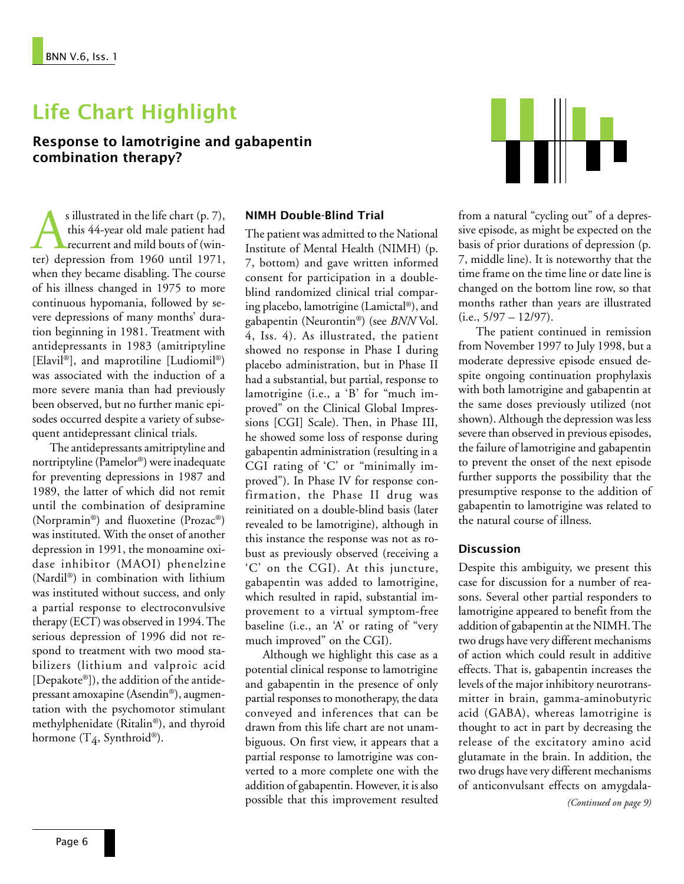# Life Chart Highlight

## Response to lamotrigine and gabapentin combination therapy?

As illustrated in the life chart (p. 7), this 44-year old male patient had recurrent and mild bouts of (winter) depression from 1960 until 1971, when they became disabling. The course of his illness changed in 1975 to more continuous hypomania, followed by severe depressions of many months' duration beginning in 1981. Treatment with antidepressants in 1983 (amitriptyline [Elavil®], and maprotiline [Ludiomil®] was associated with the induction of a more severe mania than had previously been observed, but no further manic episodes occurred despite a variety of subsequent antidepressant clinical trials.

The antidepressants amitriptyline and nortriptyline (Pamelor®) were inadequate for preventing depressions in 1987 and 1989, the latter of which did not remit until the combination of desipramine (Norpramin®) and fluoxetine (Prozac®) was instituted. With the onset of another depression in 1991, the monoamine oxidase inhibitor (MAOI) phenelzine (Nardil®) in combination with lithium was instituted without success, and only a partial response to electroconvulsive therapy (ECT) was observed in 1994. The serious depression of 1996 did not respond to treatment with two mood stabilizers (lithium and valproic acid [Depakote®]), the addition of the antidepressant amoxapine (Asendin®), augmentation with the psychomotor stimulant methylphenidate (Ritalin®), and thyroid hormone ($T_4$, Synthroid®).

### NIMH Double-Blind Trial

The patient was admitted to the National Institute of Mental Health (NIMH) (p. 7, bottom) and gave written informed consent for participation in a double-blind randomized clinical trial comparing placebo, lamotrigine (Lamictal®), and gabapentin (Neurontin®) (see *BNN* Vol. 4, Iss. 4). As illustrated, the patient showed no response in Phase I during placebo administration, but in Phase II had a substantial, but partial, response to lamotrigine (i.e., a 'B' for "much improved" on the Clinical Global Impressions [CGI] Scale). Then, in Phase III, he showed some loss of response during gabapentin administration (resulting in a CGI rating of 'C' or "minimally improved"). In Phase IV for response confirmation, the Phase II drug was reinitiated on a double-blind basis (later revealed to be lamotrigine), although in this instance the response was not as robust as previously observed (receiving a 'C' on the CGI). At this juncture, gabapentin was added to lamotrigine, which resulted in rapid, substantial improvement to a virtual symptom-free baseline (i.e., an 'A' or rating of "very much improved" on the CGI).

Although we highlight this case as a potential clinical response to lamotrigine and gabapentin in the presence of only partial responses to monotherapy, the data conveyed and inferences that can be drawn from this life chart are not unambiguous. On first view, it appears that a partial response to lamotrigine was converted to a more complete one with the addition of gabapentin. However, it is also possible that this improvement resulted from a natural "cycling out" of a depressive episode, as might be expected on the basis of prior durations of depression (p. 7, middle line). It is noteworthy that the time frame on the time line or date line is changed on the bottom line row, so that months rather than years are illustrated (i.e., 5/97 – 12/97).

The patient continued in remission from November 1997 to July 1998, but a moderate depressive episode ensued despite ongoing continuation prophylaxis with both lamotrigine and gabapentin at the same doses previously utilized (not shown). Although the depression was less severe than observed in previous episodes, the failure of lamotrigine and gabapentin to prevent the onset of the next episode further supports the possibility that the presumptive response to the addition of gabapentin to lamotrigine was related to the natural course of illness.

### Discussion

Despite this ambiguity, we present this case for discussion for a number of reasons. Several other partial responders to lamotrigine appeared to benefit from the addition of gabapentin at the NIMH. The two drugs have very different mechanisms of action which could result in additive effects. That is, gabapentin increases the levels of the major inhibitory neurotransmitter in brain, gamma-aminobutyric acid (GABA), whereas lamotrigine is thought to act in part by decreasing the release of the excitatory amino acid glutamate in the brain. In addition, the two drugs have very different mechanisms of anticonvulsant effects on amygdala-

*(Continued on page 9)*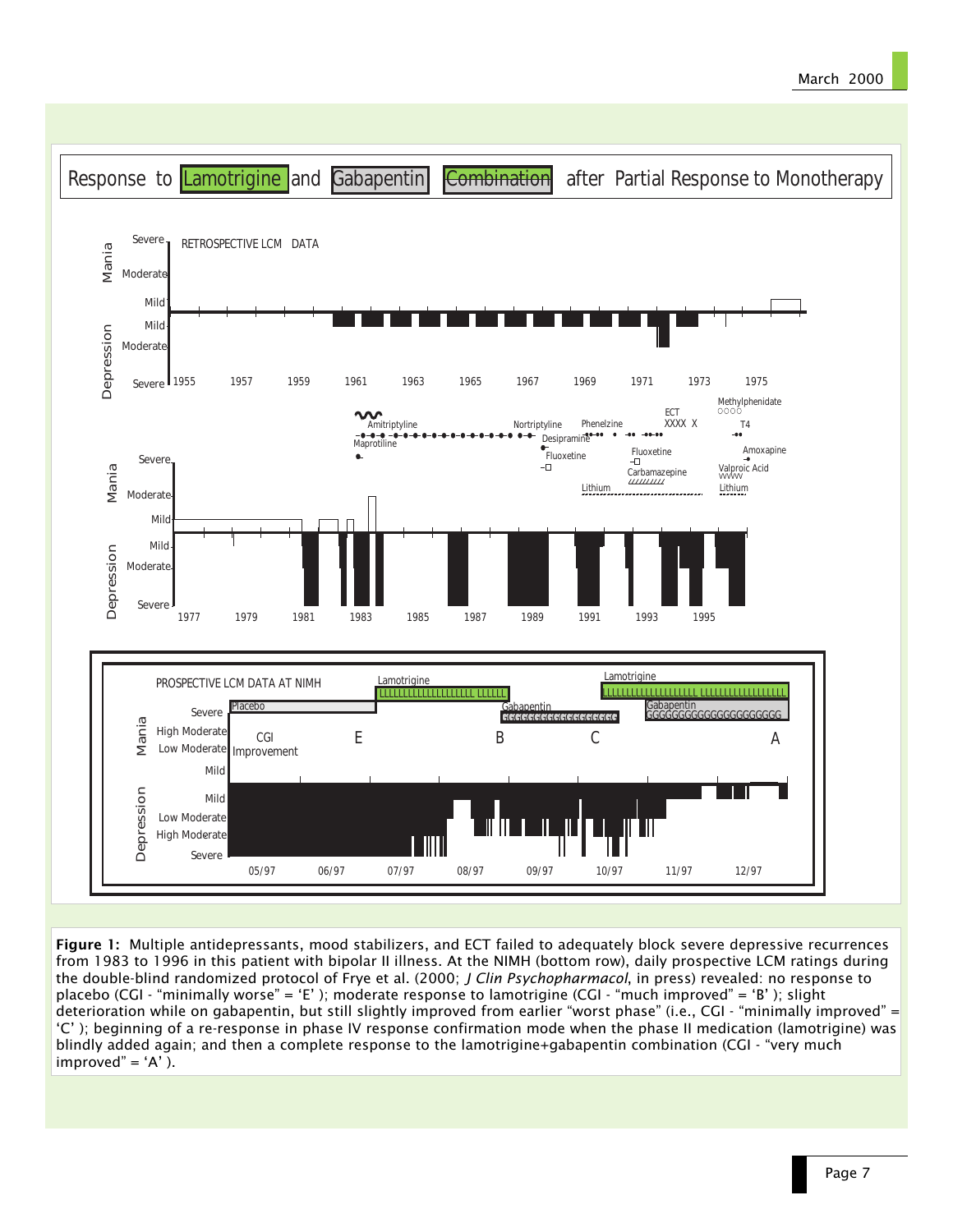## Response to Lamotrigine and Gabapentin Combination after Partial Response to Monotherapy

RETROSPECTIVE LCM DATA

PROSPECTIVE LCM DATA AT NIMH

**Figure 1:** Multiple antidepressants, mood stabilizers, and ECT failed to adequately block severe depressive recurrences from 1983 to 1996 in this patient with bipolar II illness. At the NIMH (bottom row), daily prospective LCM ratings during the double-blind randomized protocol of Frye et al. (2000; *J Clin Psychopharmacol*, in press) revealed: no response to placebo (CGI - “minimally worse” = ‘E’ ); moderate response to lamotrigine (CGI - “much improved” = ‘B’ ); slight deterioration while on gabapentin, but still slightly improved from earlier “worst phase” (i.e., CGI - “minimally improved” = ‘C’ ); beginning of a re-response in phase IV response confirmation mode when the phase II medication (lamotrigine) was blindly added again; and then a complete response to the lamotrigine+gabapentin combination (CGI - “very much improved” = ‘A’ ).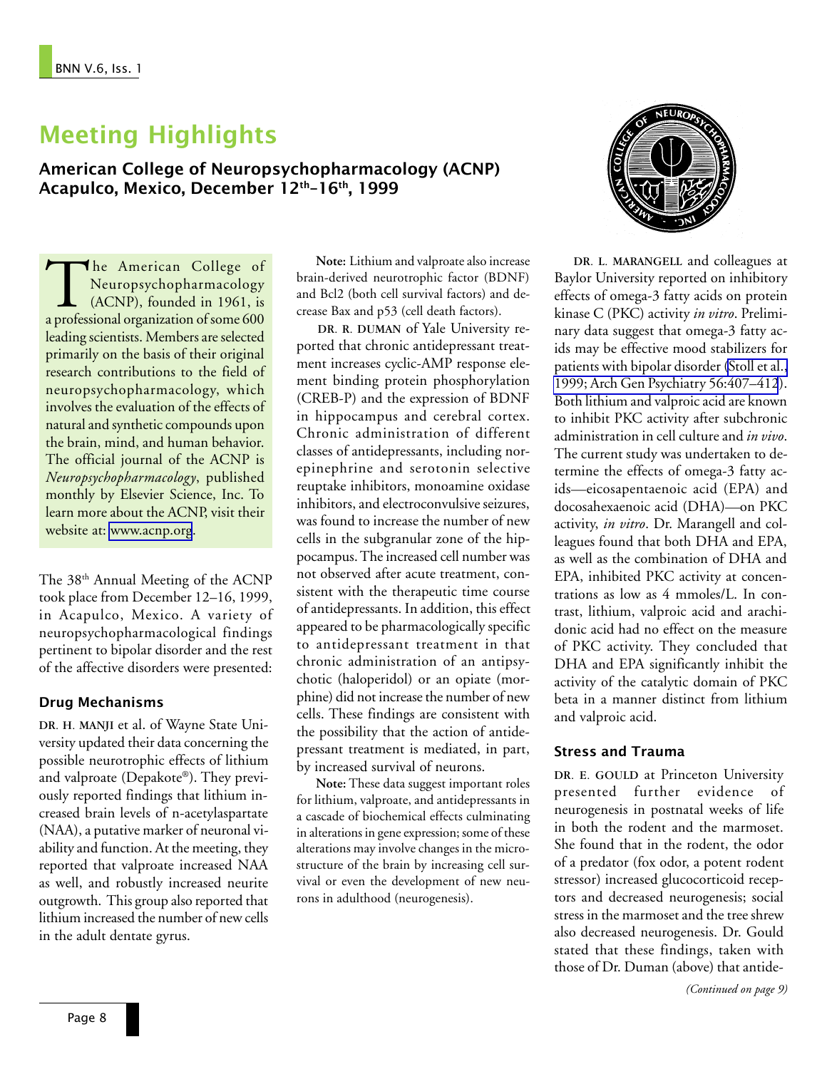# Meeting Highlights

## American College of Neuropsychopharmacology (ACNP) Acapulco, Mexico, December 12th–16th, 1999

The American College of Neuropsychopharmacology (ACNP), founded in 1961, is a professional organization of some 600 leading scientists. Members are selected primarily on the basis of their original research contributions to the field of neuropsychopharmacology, which involves the evaluation of the effects of natural and synthetic compounds upon the brain, mind, and human behavior. The official journal of the ACNP is *Neuropsychopharmacology*, published monthly by Elsevier Science, Inc. To learn more about the ACNP, visit their website at: www.acnp.org.

The 38th Annual Meeting of the ACNP took place from December 12–16, 1999, in Acapulco, Mexico. A variety of neuropsychopharmacological findings pertinent to bipolar disorder and the rest of the affective disorders were presented:

### Drug Mechanisms

**DR. H. MANJI** et al. of Wayne State University updated their data concerning the possible neurotrophic effects of lithium and valproate (Depakote®). They previously reported findings that lithium increased brain levels of n-acetylaspartate (NAA), a putative marker of neuronal viability and function. At the meeting, they reported that valproate increased NAA as well, and robustly increased neurite outgrowth. This group also reported that lithium increased the number of new cells in the adult dentate gyrus.

**Note:** Lithium and valproate also increase brain-derived neurotrophic factor (BDNF) and Bcl2 (both cell survival factors) and decrease Bax and p53 (cell death factors).

**DR. R. DUMAN** of Yale University reported that chronic antidepressant treatment increases cyclic-AMP response element binding protein phosphorylation (CREB-P) and the expression of BDNF in hippocampus and cerebral cortex. Chronic administration of different classes of antidepressants, including norepinephrine and serotonin selective reuptake inhibitors, monoamine oxidase inhibitors, and electroconvulsive seizures, was found to increase the number of new cells in the subgranular zone of the hippocampus. The increased cell number was not observed after acute treatment, consistent with the therapeutic time course of antidepressants. In addition, this effect appeared to be pharmacologically specific to antidepressant treatment in that chronic administration of an antipsychotic (haloperidol) or an opiate (morphine) did not increase the number of new cells. These findings are consistent with the possibility that the action of antidepressant treatment is mediated, in part, by increased survival of neurons.

**Note:** These data suggest important roles for lithium, valproate, and antidepressants in a cascade of biochemical effects culminating in alterations in gene expression; some of these alterations may involve changes in the microstructure of the brain by increasing cell survival or even the development of new neurons in adulthood (neurogenesis).

**DR. L. MARANGELL** and colleagues at Baylor University reported on inhibitory effects of omega-3 fatty acids on protein kinase C (PKC) activity *in vitro*. Preliminary data suggest that omega-3 fatty acids may be effective mood stabilizers for patients with bipolar disorder (Stoll et al., 1999; Arch Gen Psychiatry 56:407–412). Both lithium and valproic acid are known to inhibit PKC activity after subchronic administration in cell culture and *in vivo*. The current study was undertaken to determine the effects of omega-3 fatty acids—eicosapentaenoic acid (EPA) and docosahexaenoic acid (DHA)—on PKC activity, *in vitro*. Dr. Marangell and colleagues found that both DHA and EPA, as well as the combination of DHA and EPA, inhibited PKC activity at concentrations as low as 4 mmoles/L. In contrast, lithium, valproic acid and arachidonic acid had no effect on the measure of PKC activity. They concluded that DHA and EPA significantly inhibit the activity of the catalytic domain of PKC beta in a manner distinct from lithium and valproic acid.

### Stress and Trauma

**DR. E. GOULD** at Princeton University presented further evidence of neurogenesis in postnatal weeks of life in both the rodent and the marmoset. She found that in the rodent, the odor of a predator (fox odor, a potent rodent stressor) increased glucocorticoid receptors and decreased neurogenesis; social stress in the marmoset and the tree shrew also decreased neurogenesis. Dr. Gould stated that these findings, taken with those of Dr. Duman (above) that antide-

*(Continued on page 9)*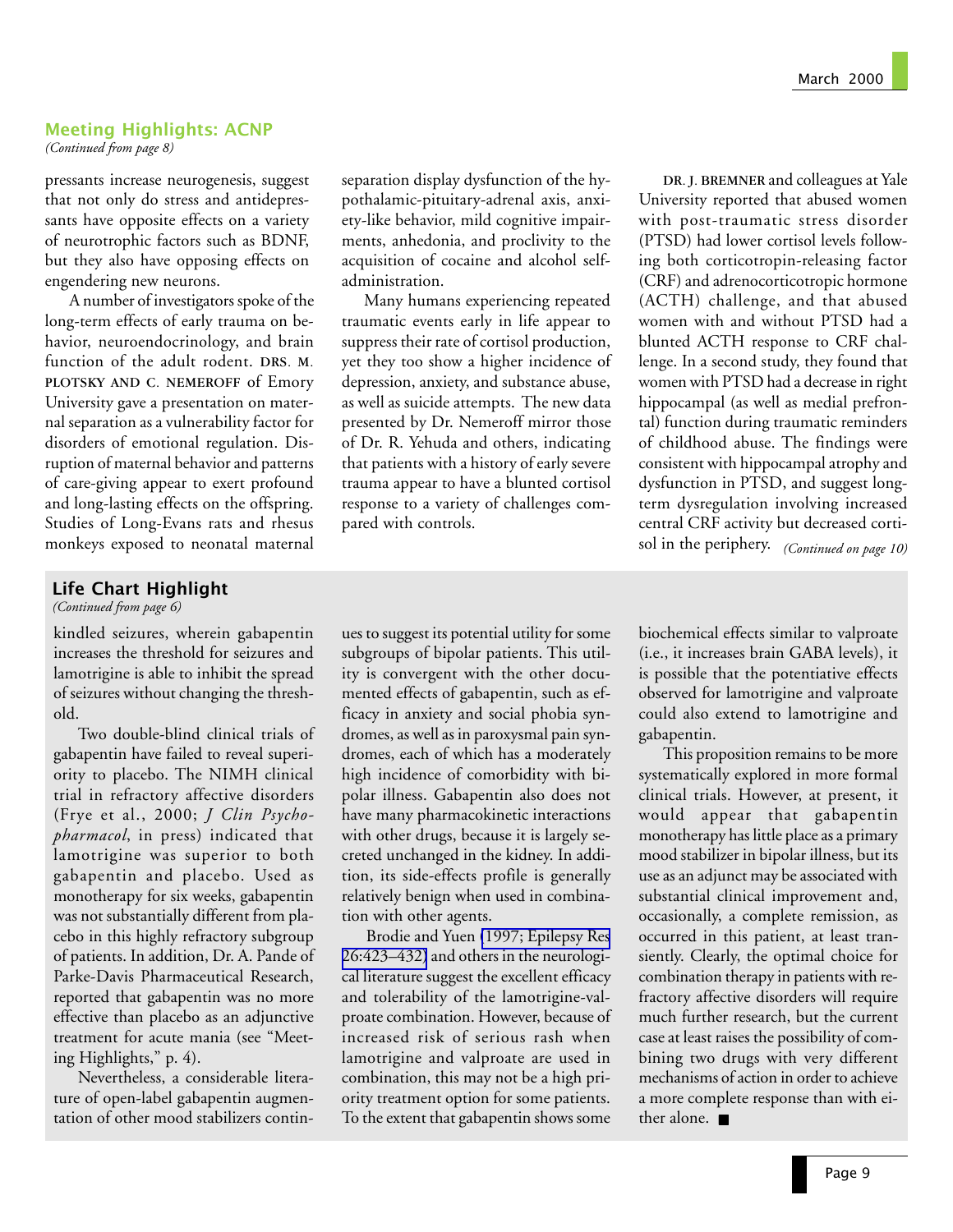## Meeting Highlights: ACNP

*(Continued from page 8)*

pressants increase neurogenesis, suggest that not only do stress and antidepressants have opposite effects on a variety of neurotrophic factors such as BDNF, but they also have opposing effects on engendering new neurons.

A number of investigators spoke of the long-term effects of early trauma on behavior, neuroendocrinology, and brain function of the adult rodent. **DRS. M. PLOTSKY AND C. NEMEROFF** of Emory University gave a presentation on maternal separation as a vulnerability factor for disorders of emotional regulation. Disruption of maternal behavior and patterns of care-giving appear to exert profound and long-lasting effects on the offspring. Studies of Long-Evans rats and rhesus monkeys exposed to neonatal maternal separation display dysfunction of the hypothalamic-pituitary-adrenal axis, anxiety-like behavior, mild cognitive impairments, anhedonia, and proclivity to the acquisition of cocaine and alcohol self-administration.

Many humans experiencing repeated traumatic events early in life appear to suppress their rate of cortisol production, yet they too show a higher incidence of depression, anxiety, and substance abuse, as well as suicide attempts. The new data presented by Dr. Nemeroff mirror those of Dr. R. Yehuda and others, indicating that patients with a history of early severe trauma appear to have a blunted cortisol response to a variety of challenges compared with controls.

**DR. J. BREMNER** and colleagues at Yale University reported that abused women with post-traumatic stress disorder (PTSD) had lower cortisol levels following both corticotropin-releasing factor (CRF) and adrenocorticotropic hormone (ACTH) challenge, and that abused women with and without PTSD had a blunted ACTH response to CRF challenge. In a second study, they found that women with PTSD had a decrease in right hippocampal (as well as medial prefrontal) function during traumatic reminders of childhood abuse. The findings were consistent with hippocampal atrophy and dysfunction in PTSD, and suggest long-term dysregulation involving increased central CRF activity but decreased cortisol in the periphery. *(Continued on page 10)*

## Life Chart Highlight

*(Continued from page 6)*

kindled seizures, wherein gabapentin increases the threshold for seizures and lamotrigine is able to inhibit the spread of seizures without changing the threshold.

Two double-blind clinical trials of gabapentin have failed to reveal superiority to placebo. The NIMH clinical trial in refractory affective disorders (Frye et al., 2000; *J Clin Psychopharmacol*, in press) indicated that lamotrigine was superior to both gabapentin and placebo. Used as monotherapy for six weeks, gabapentin was not substantially different from placebo in this highly refractory subgroup of patients. In addition, Dr. A. Pande of Parke-Davis Pharmaceutical Research, reported that gabapentin was no more effective than placebo as an adjunctive treatment for acute mania (see "Meeting Highlights," p. 4).

Nevertheless, a considerable literature of open-label gabapentin augmentation of other mood stabilizers continues to suggest its potential utility for some subgroups of bipolar patients. This utility is convergent with the other documented effects of gabapentin, such as efficacy in anxiety and social phobia syndromes, as well as in paroxysmal pain syndromes, each of which has a moderately high incidence of comorbidity with bipolar illness. Gabapentin also does not have many pharmacokinetic interactions with other drugs, because it is largely secreted unchanged in the kidney. In addition, its side-effects profile is generally relatively benign when used in combination with other agents.

Brodie and Yuen (1997; Epilepsy Res 26:423–432) and others in the neurological literature suggest the excellent efficacy and tolerability of the lamotrigine-valproate combination. However, because of increased risk of serious rash when lamotrigine and valproate are used in combination, this may not be a high priority treatment option for some patients. To the extent that gabapentin shows some biochemical effects similar to valproate (i.e., it increases brain GABA levels), it is possible that the potentiative effects observed for lamotrigine and valproate could also extend to lamotrigine and gabapentin.

This proposition remains to be more systematically explored in more formal clinical trials. However, at present, it would appear that gabapentin monotherapy has little place as a primary mood stabilizer in bipolar illness, but its use as an adjunct may be associated with substantial clinical improvement and, occasionally, a complete remission, as occurred in this patient, at least transiently. Clearly, the optimal choice for combination therapy in patients with refractory affective disorders will require much further research, but the current case at least raises the possibility of combining two drugs with very different mechanisms of action in order to achieve a more complete response than with either alone. ■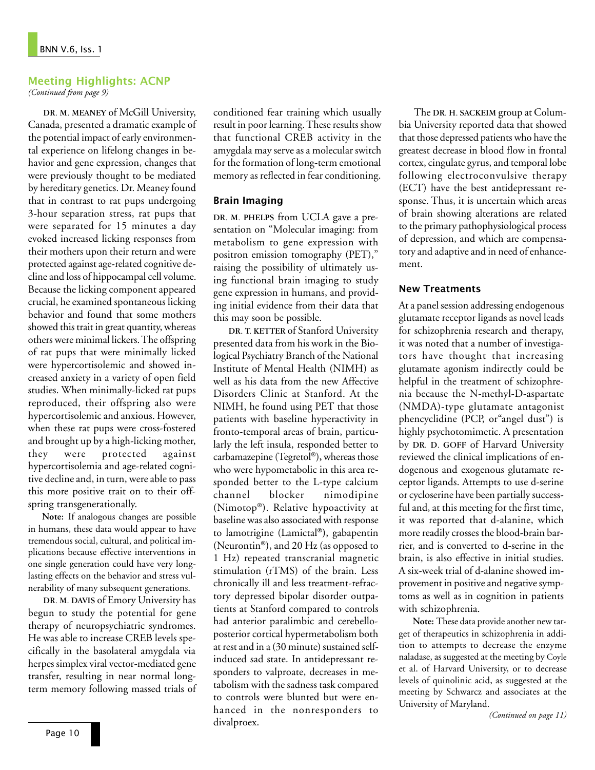## Meeting Highlights: ACNP

*(Continued from page 9)*

**DR. M. MEANEY** of McGill University, Canada, presented a dramatic example of the potential impact of early environmental experience on lifelong changes in behavior and gene expression, changes that were previously thought to be mediated by hereditary genetics. Dr. Meaney found that in contrast to rat pups undergoing 3-hour separation stress, rat pups that were separated for 15 minutes a day evoked increased licking responses from their mothers upon their return and were protected against age-related cognitive decline and loss of hippocampal cell volume. Because the licking component appeared crucial, he examined spontaneous licking behavior and found that some mothers showed this trait in great quantity, whereas others were minimal lickers. The offspring of rat pups that were minimally licked were hypercortisolemic and showed increased anxiety in a variety of open field studies. When minimally-licked rat pups reproduced, their offspring also were hypercortisolemic and anxious. However, when these rat pups were cross-fostered and brought up by a high-licking mother, they were protected against hypercortisolemia and age-related cognitive decline and, in turn, were able to pass this more positive trait on to their offspring transgenerationally.

**Note:** If analogous changes are possible in humans, these data would appear to have tremendous social, cultural, and political implications because effective interventions in one single generation could have very long-lasting effects on the behavior and stress vulnerability of many subsequent generations.

**DR. M. DAVIS** of Emory University has begun to study the potential for gene therapy of neuropsychiatric syndromes. He was able to increase CREB levels specifically in the basolateral amygdala via herpes simplex viral vector-mediated gene transfer, resulting in near normal long-term memory following massed trials of conditioned fear training which usually result in poor learning. These results show that functional CREB activity in the amygdala may serve as a molecular switch for the formation of long-term emotional memory as reflected in fear conditioning.

### Brain Imaging

**DR. M. PHELPS** from UCLA gave a presentation on "Molecular imaging: from metabolism to gene expression with positron emission tomography (PET)," raising the possibility of ultimately using functional brain imaging to study gene expression in humans, and providing initial evidence from their data that this may soon be possible.

**DR. T. KETTER** of Stanford University presented data from his work in the Biological Psychiatry Branch of the National Institute of Mental Health (NIMH) as well as his data from the new Affective Disorders Clinic at Stanford. At the NIMH, he found using PET that those patients with baseline hyperactivity in fronto-temporal areas of brain, particularly the left insula, responded better to carbamazepine (Tegretol®), whereas those who were hypometabolic in this area responded better to the L-type calcium channel blocker nimodipine (Nimotop®). Relative hypoactivity at baseline was also associated with response to lamotrigine (Lamictal®), gabapentin (Neurontin®), and 20 Hz (as opposed to 1 Hz) repeated transcranial magnetic stimulation (rTMS) of the brain. Less chronically ill and less treatment-refractory depressed bipolar disorder outpatients at Stanford compared to controls had anterior paralimbic and cerebello-posterior cortical hypermetabolism both at rest and in a (30 minute) sustained self-induced sad state. In antidepressant responders to valproate, decreases in metabolism with the sadness task compared to controls were blunted but were enhanced in the nonresponders to divalproex.

The **DR. H. SACKEIM** group at Columbia University reported data that showed that those depressed patients who have the greatest decrease in blood flow in frontal cortex, cingulate gyrus, and temporal lobe following electroconvulsive therapy (ECT) have the best antidepressant response. Thus, it is uncertain which areas of brain showing alterations are related to the primary pathophysiological process of depression, and which are compensatory and adaptive and in need of enhancement.

### New Treatments

At a panel session addressing endogenous glutamate receptor ligands as novel leads for schizophrenia research and therapy, it was noted that a number of investigators have thought that increasing glutamate agonism indirectly could be helpful in the treatment of schizophrenia because the N-methyl-D-aspartate (NMDA)-type glutamate antagonist phencyclidine (PCP, or"angel dust") is highly psychotomimetic. A presentation by **DR. D. GOFF** of Harvard University reviewed the clinical implications of endogenous and exogenous glutamate receptor ligands. Attempts to use d-serine or cycloserine have been partially successful and, at this meeting for the first time, it was reported that d-alanine, which more readily crosses the blood-brain barrier, and is converted to d-serine in the brain, is also effective in initial studies. A six-week trial of d-alanine showed improvement in positive and negative symptoms as well as in cognition in patients with schizophrenia.

**Note:** These data provide another new target of therapeutics in schizophrenia in addition to attempts to decrease the enzyme naladase, as suggested at the meeting by Coyle et al. of Harvard University, or to decrease levels of quinolinic acid, as suggested at the meeting by Schwarcz and associates at the University of Maryland.

*(Continued on page 11)*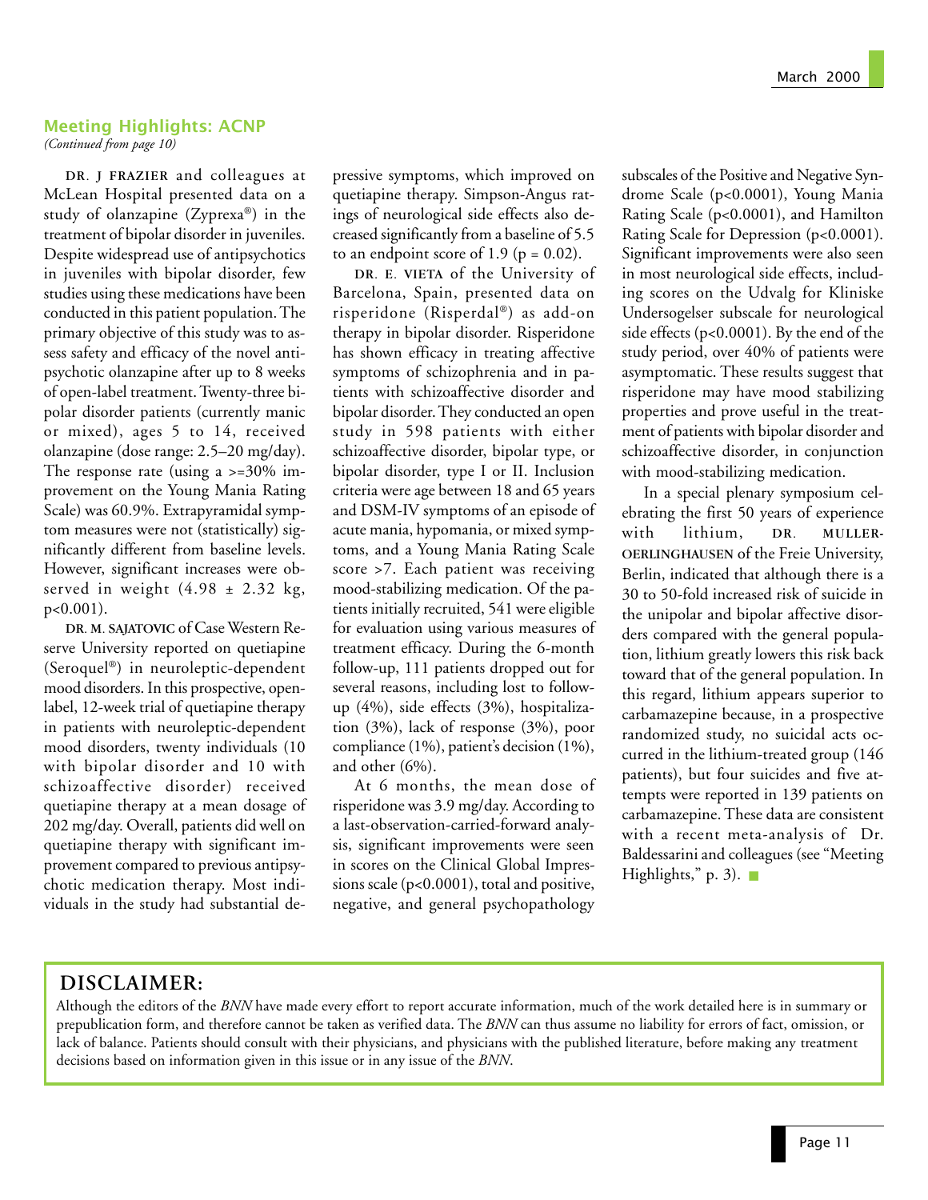## Meeting Highlights: ACNP

*(Continued from page 10)*

**DR. J FRAZIER** and colleagues at McLean Hospital presented data on a study of olanzapine (Zyprexa®) in the treatment of bipolar disorder in juveniles. Despite widespread use of antipsychotics in juveniles with bipolar disorder, few studies using these medications have been conducted in this patient population. The primary objective of this study was to assess safety and efficacy of the novel antipsychotic olanzapine after up to 8 weeks of open-label treatment. Twenty-three bipolar disorder patients (currently manic or mixed), ages 5 to 14, received olanzapine (dose range: 2.5–20 mg/day). The response rate (using a >=30% improvement on the Young Mania Rating Scale) was 60.9%. Extrapyramidal symptom measures were not (statistically) significantly different from baseline levels. However, significant increases were observed in weight (4.98 ± 2.32 kg, $p<0.001$).

**DR. M. SAJATOVIC** of Case Western Reserve University reported on quetiapine (Seroquel®) in neuroleptic-dependent mood disorders. In this prospective, open-label, 12-week trial of quetiapine therapy in patients with neuroleptic-dependent mood disorders, twenty individuals (10 with bipolar disorder and 10 with schizoaffective disorder) received quetiapine therapy at a mean dosage of 202 mg/day. Overall, patients did well on quetiapine therapy with significant improvement compared to previous antipsychotic medication therapy. Most individuals in the study had substantial depressive symptoms, which improved on quetiapine therapy. Simpson-Angus ratings of neurological side effects decreased significantly from a baseline of 5.5 to an endpoint score of 1.9 ($p = 0.02$).

**DR. E. VIETA** of the University of Barcelona, Spain, presented data on risperidone (Risperdal®) as add-on therapy in bipolar disorder. Risperidone has shown efficacy in treating affective symptoms of schizophrenia and in patients with schizoaffective disorder and bipolar disorder. They conducted an open study in 598 patients with either schizoaffective disorder, bipolar type, or bipolar disorder, type I or II. Inclusion criteria were age between 18 and 65 years and DSM-IV symptoms of an episode of acute mania, hypomania, or mixed symptoms, and a Young Mania Rating Scale score >7. Each patient was receiving mood-stabilizing medication. Of the patients initially recruited, 541 were eligible for evaluation using various measures of treatment efficacy. During the 6-month follow-up, 111 patients dropped out for several reasons, including lost to follow-up (4%), side effects (3%), hospitalization (3%), lack of response (3%), poor compliance (1%), patient's decision (1%), and other (6%).

At 6 months, the mean dose of risperidone was 3.9 mg/day. According to a last-observation-carried-forward analysis, significant improvements were seen in scores on the Clinical Global Impressions scale ($p<0.0001$), total and positive, negative, and general psychopathology subscales of the Positive and Negative Syndrome Scale ($p<0.0001$), Young Mania Rating Scale ($p<0.0001$), and Hamilton Rating Scale for Depression ($p<0.0001$). Significant improvements were also seen in most neurological side effects, including scores on the Udvalg for Kliniske Undersogelser subscale for neurological side effects ($p<0.0001$). By the end of the study period, over 40% of patients were asymptomatic. These results suggest that risperidone may have mood stabilizing properties and prove useful in the treatment of patients with bipolar disorder and schizoaffective disorder, in conjunction with mood-stabilizing medication.

In a special plenary symposium celebrating the first 50 years of experience with lithium, **DR. MULLER-OERLINGHAUSEN** of the Freie University, Berlin, indicated that although there is a 30 to 50-fold increased risk of suicide in the unipolar and bipolar affective disorders compared with the general population, lithium greatly lowers this risk back toward that of the general population. In this regard, lithium appears superior to carbamazepine because, in a prospective randomized study, no suicidal acts occurred in the lithium-treated group (146 patients), but four suicides and five attempts were reported in 139 patients on carbamazepine. These data are consistent with a recent meta-analysis of Dr. Baldessarini and colleagues (see "Meeting Highlights," p. 3).

## DISCLAIMER:

Although the editors of the *BNN* have made every effort to report accurate information, much of the work detailed here is in summary or prepublication form, and therefore cannot be taken as verified data. The *BNN* can thus assume no liability for errors of fact, omission, or lack of balance. Patients should consult with their physicians, and physicians with the published literature, before making any treatment decisions based on information given in this issue or in any issue of the *BNN*.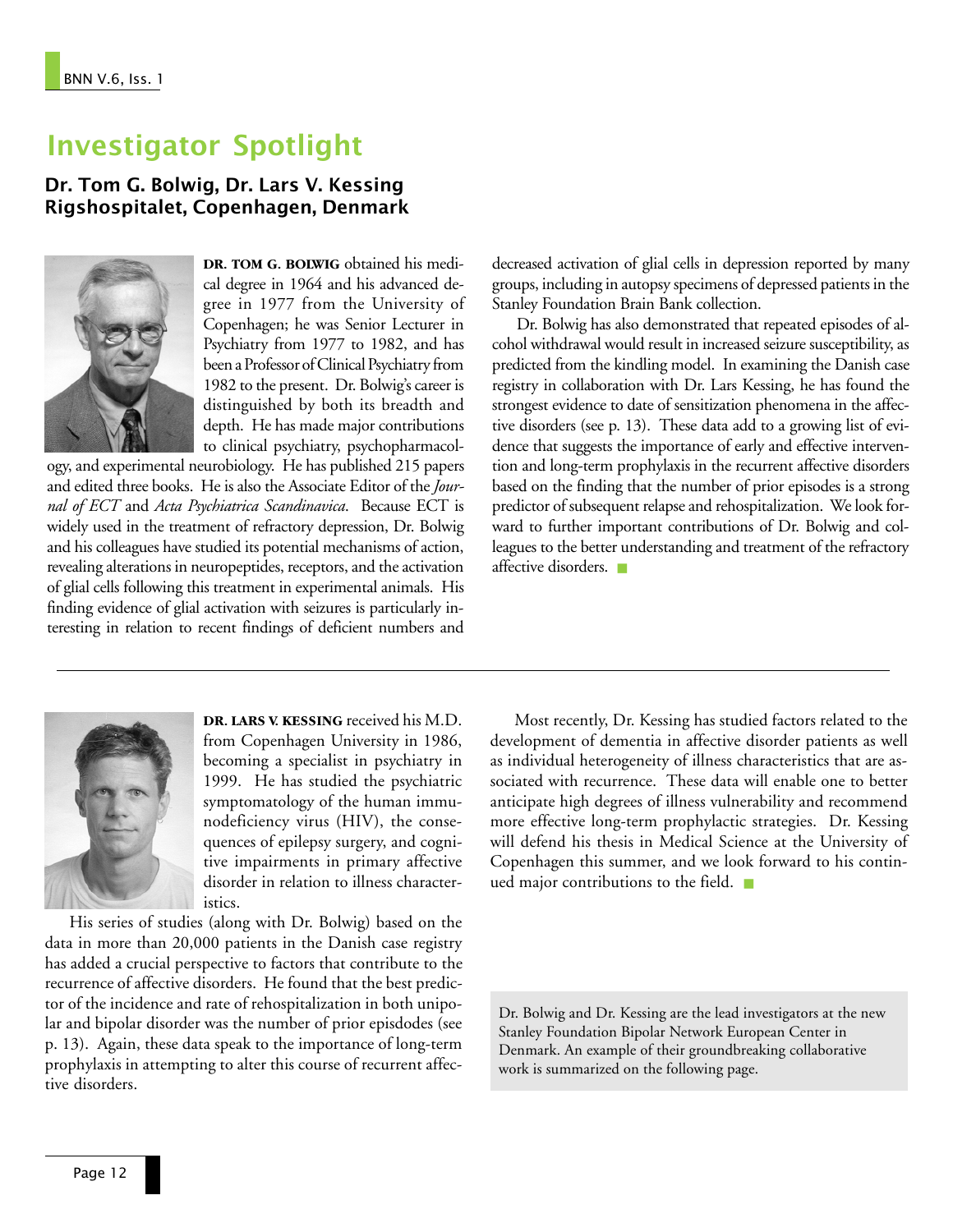# Investigator Spotlight

## Dr. Tom G. Bolwig, Dr. Lars V. Kessing
## Rigshospitalet, Copenhagen, Denmark

**DR. TOM G. BOLWIG** obtained his medical degree in 1964 and his advanced degree in 1977 from the University of Copenhagen; he was Senior Lecturer in Psychiatry from 1977 to 1982, and has been a Professor of Clinical Psychiatry from 1982 to the present. Dr. Bolwig's career is distinguished by both its breadth and depth. He has made major contributions to clinical psychiatry, psychopharmacology, and experimental neurobiology. He has published 215 papers and edited three books. He is also the Associate Editor of the *Journal of ECT* and *Acta Psychiatrica Scandinavica*. Because ECT is widely used in the treatment of refractory depression, Dr. Bolwig and his colleagues have studied its potential mechanisms of action, revealing alterations in neuropeptides, receptors, and the activation of glial cells following this treatment in experimental animals. His finding evidence of glial activation with seizures is particularly interesting in relation to recent findings of deficient numbers and decreased activation of glial cells in depression reported by many groups, including in autopsy specimens of depressed patients in the Stanley Foundation Brain Bank collection.

Dr. Bolwig has also demonstrated that repeated episodes of alcohol withdrawal would result in increased seizure susceptibility, as predicted from the kindling model. In examining the Danish case registry in collaboration with Dr. Lars Kessing, he has found the strongest evidence to date of sensitization phenomena in the affective disorders (see p. 13). These data add to a growing list of evidence that suggests the importance of early and effective intervention and long-term prophylaxis in the recurrent affective disorders based on the finding that the number of prior episodes is a strong predictor of subsequent relapse and rehospitalization. We look forward to further important contributions of Dr. Bolwig and colleagues to the better understanding and treatment of the refractory affective disorders.

---

**DR. LARS V. KESSING** received his M.D. from Copenhagen University in 1986, becoming a specialist in psychiatry in 1999. He has studied the psychiatric symptomatology of the human immunodeficiency virus (HIV), the consequences of epilepsy surgery, and cognitive impairments in primary affective disorder in relation to illness characteristics.

His series of studies (along with Dr. Bolwig) based on the data in more than 20,000 patients in the Danish case registry has added a crucial perspective to factors that contribute to the recurrence of affective disorders. He found that the best predictor of the incidence and rate of rehospitalization in both unipolar and bipolar disorder was the number of prior episdodes (see p. 13). Again, these data speak to the importance of long-term prophylaxis in attempting to alter this course of recurrent affective disorders.

Most recently, Dr. Kessing has studied factors related to the development of dementia in affective disorder patients as well as individual heterogeneity of illness characteristics that are associated with recurrence. These data will enable one to better anticipate high degrees of illness vulnerability and recommend more effective long-term prophylactic strategies. Dr. Kessing will defend his thesis in Medical Science at the University of Copenhagen this summer, and we look forward to his continued major contributions to the field.

Dr. Bolwig and Dr. Kessing are the lead investigators at the new Stanley Foundation Bipolar Network European Center in Denmark. An example of their groundbreaking collaborative work is summarized on the following page.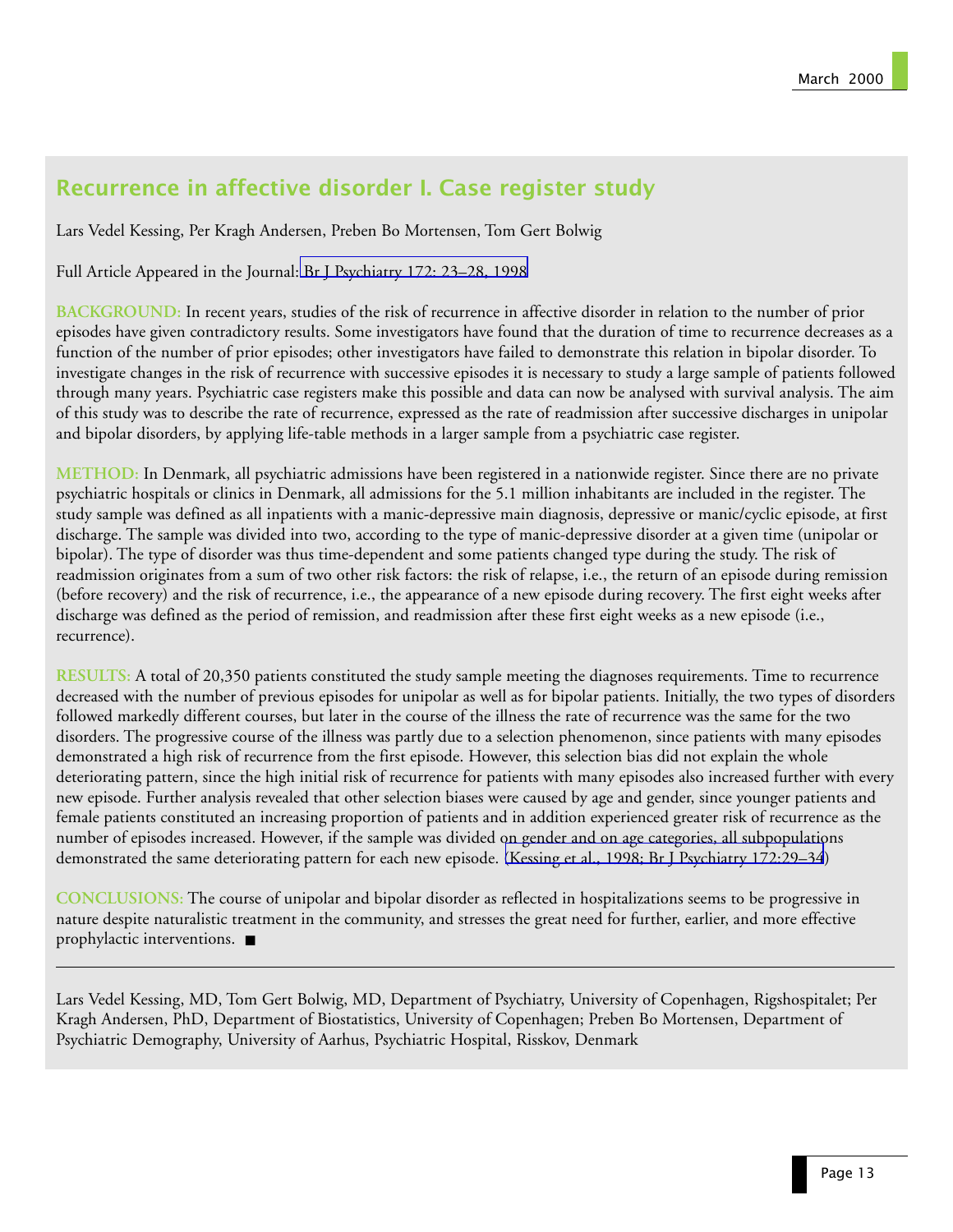## Recurrence in affective disorder I. Case register study

Lars Vedel Kessing, Per Kragh Andersen, Preben Bo Mortensen, Tom Gert Bolwig

Full Article Appeared in the Journal: Br J Psychiatry 172: 23–28, 1998

**BACKGROUND:** In recent years, studies of the risk of recurrence in affective disorder in relation to the number of prior episodes have given contradictory results. Some investigators have found that the duration of time to recurrence decreases as a function of the number of prior episodes; other investigators have failed to demonstrate this relation in bipolar disorder. To investigate changes in the risk of recurrence with successive episodes it is necessary to study a large sample of patients followed through many years. Psychiatric case registers make this possible and data can now be analysed with survival analysis. The aim of this study was to describe the rate of recurrence, expressed as the rate of readmission after successive discharges in unipolar and bipolar disorders, by applying life-table methods in a larger sample from a psychiatric case register.

**METHOD:** In Denmark, all psychiatric admissions have been registered in a nationwide register. Since there are no private psychiatric hospitals or clinics in Denmark, all admissions for the 5.1 million inhabitants are included in the register. The study sample was defined as all inpatients with a manic-depressive main diagnosis, depressive or manic/cyclic episode, at first discharge. The sample was divided into two, according to the type of manic-depressive disorder at a given time (unipolar or bipolar). The type of disorder was thus time-dependent and some patients changed type during the study. The risk of readmission originates from a sum of two other risk factors: the risk of relapse, i.e., the return of an episode during remission (before recovery) and the risk of recurrence, i.e., the appearance of a new episode during recovery. The first eight weeks after discharge was defined as the period of remission, and readmission after these first eight weeks as a new episode (i.e., recurrence).

**RESULTS:** A total of 20,350 patients constituted the study sample meeting the diagnoses requirements. Time to recurrence decreased with the number of previous episodes for unipolar as well as for bipolar patients. Initially, the two types of disorders followed markedly different courses, but later in the course of the illness the rate of recurrence was the same for the two disorders. The progressive course of the illness was partly due to a selection phenomenon, since patients with many episodes demonstrated a high risk of recurrence from the first episode. However, this selection bias did not explain the whole deteriorating pattern, since the high initial risk of recurrence for patients with many episodes also increased further with every new episode. Further analysis revealed that other selection biases were caused by age and gender, since younger patients and female patients constituted an increasing proportion of patients and in addition experienced greater risk of recurrence as the number of episodes increased. However, if the sample was divided on gender and on age categories, all subpopulations demonstrated the same deteriorating pattern for each new episode. (Kessing et al., 1998; Br J Psychiatry 172:29–34)

**CONCLUSIONS:** The course of unipolar and bipolar disorder as reflected in hospitalizations seems to be progressive in nature despite naturalistic treatment in the community, and stresses the great need for further, earlier, and more effective prophylactic interventions. ■

---

Lars Vedel Kessing, MD, Tom Gert Bolwig, MD, Department of Psychiatry, University of Copenhagen, Rigshospitalet; Per Kragh Andersen, PhD, Department of Biostatistics, University of Copenhagen; Preben Bo Mortensen, Department of Psychiatric Demography, University of Aarhus, Psychiatric Hospital, Risskov, Denmark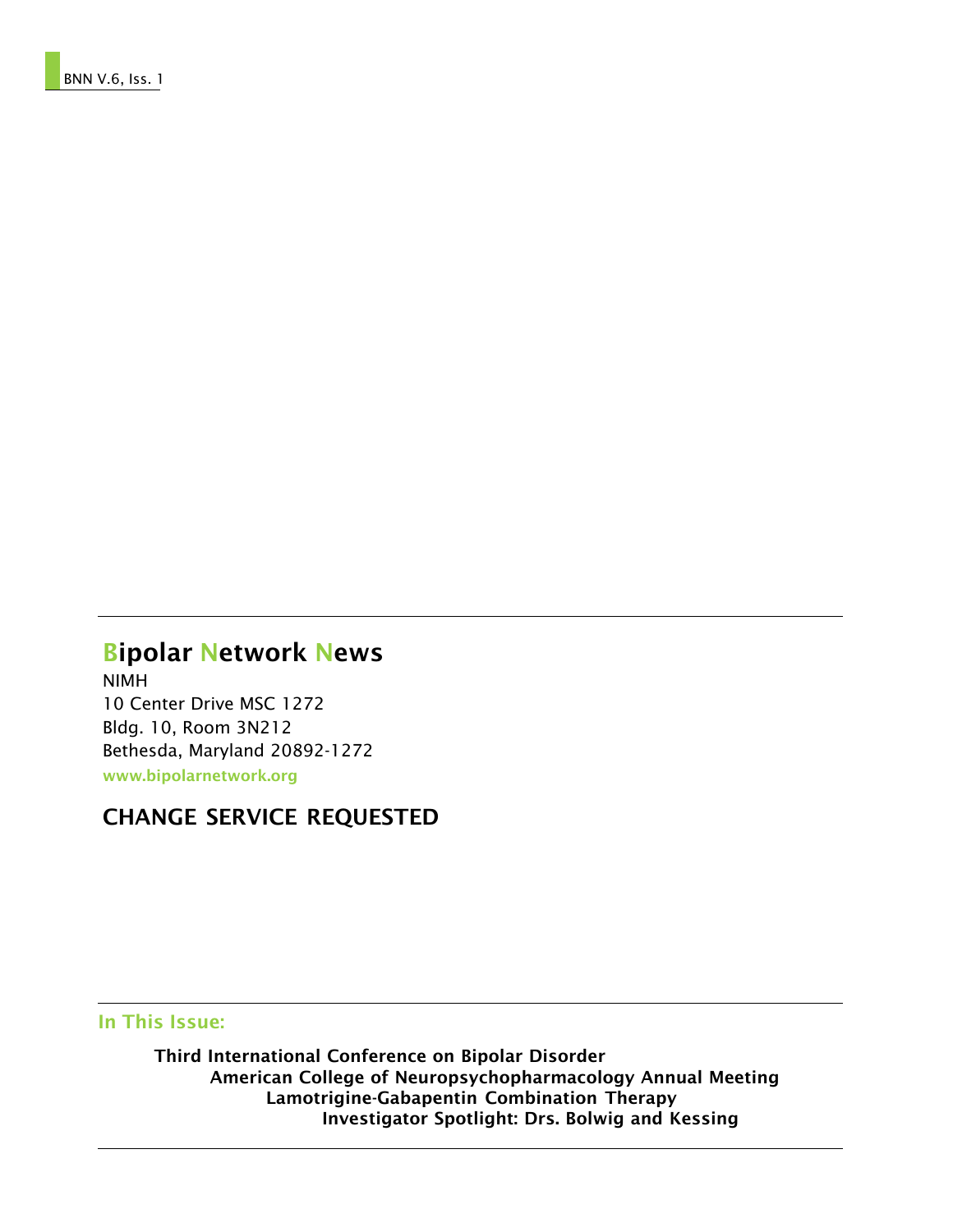## Bipolar Network News

NIMH
10 Center Drive MSC 1272
Bldg. 10, Room 3N212
Bethesda, Maryland 20892-1272
www.bipolarnetwork.org

**CHANGE SERVICE REQUESTED**

**In This Issue:**

**Third International Conference on Bipolar Disorder**
**American College of Neuropsychopharmacology Annual Meeting**
**Lamotrigine-Gabapentin Combination Therapy**
**Investigator Spotlight: Drs. Bolwig and Kessing**